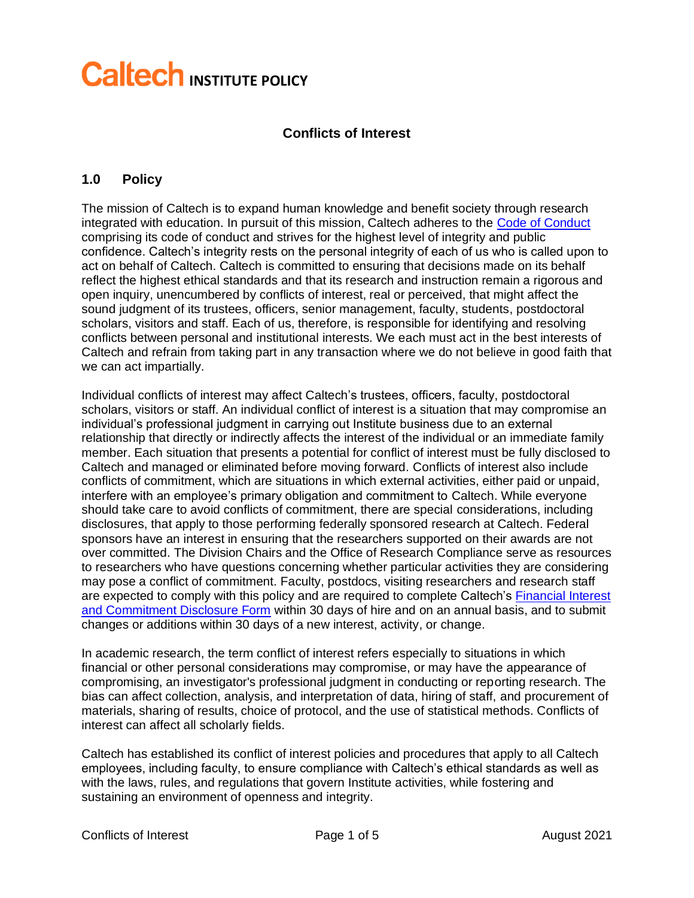# Caltech INSTITUTE POLICY

## Conflicts of Interest

### 1.0 Policy

The mission of Caltech is to expand human knowledge and benefit society through research integrated with education. In pursuit of this mission, Caltech adheres to the Code of Conduct comprising its code of conduct and strives for the highest level of integrity and public confidence. Caltech's integrity rests on the personal integrity of each of us who is called upon to act on behalf of Caltech. Caltech is committed to ensuring that decisions made on its behalf reflect the highest ethical standards and that its research and instruction remain a rigorous and open inquiry, unencumbered by conflicts of interest, real or perceived, that might affect the sound judgment of its trustees, officers, senior management, faculty, students, postdoctoral scholars, visitors and staff. Each of us, therefore, is responsible for identifying and resolving conflicts between personal and institutional interests. We each must act in the best interests of Caltech and refrain from taking part in any transaction where we do not believe in good faith that we can act impartially.

Individual conflicts of interest may affect Caltech's trustees, officers, faculty, postdoctoral scholars, visitors or staff. An individual conflict of interest is a situation that may compromise an individual's professional judgment in carrying out Institute business due to an external relationship that directly or indirectly affects the interest of the individual or an immediate family member. Each situation that presents a potential for conflict of interest must be fully disclosed to Caltech and managed or eliminated before moving forward. Conflicts of interest also include conflicts of commitment, which are situations in which external activities, either paid or unpaid, interfere with an employee's primary obligation and commitment to Caltech. While everyone should take care to avoid conflicts of commitment, there are special considerations, including disclosures, that apply to those performing federally sponsored research at Caltech. Federal sponsors have an interest in ensuring that the researchers supported on their awards are not over committed. The Division Chairs and the Office of Research Compliance serve as resources to researchers who have questions concerning whether particular activities they are considering may pose a conflict of commitment. Faculty, postdocs, visiting researchers and research staff are expected to comply with this policy and are required to complete Caltech's Financial Interest and Commitment Disclosure Form within 30 days of hire and on an annual basis, and to submit changes or additions within 30 days of a new interest, activity, or change.

In academic research, the term conflict of interest refers especially to situations in which financial or other personal considerations may compromise, or may have the appearance of compromising, an investigator's professional judgment in conducting or reporting research. The bias can affect collection, analysis, and interpretation of data, hiring of staff, and procurement of materials, sharing of results, choice of protocol, and the use of statistical methods. Conflicts of interest can affect all scholarly fields.

Caltech has established its conflict of interest policies and procedures that apply to all Caltech employees, including faculty, to ensure compliance with Caltech's ethical standards as well as with the laws, rules, and regulations that govern Institute activities, while fostering and sustaining an environment of openness and integrity.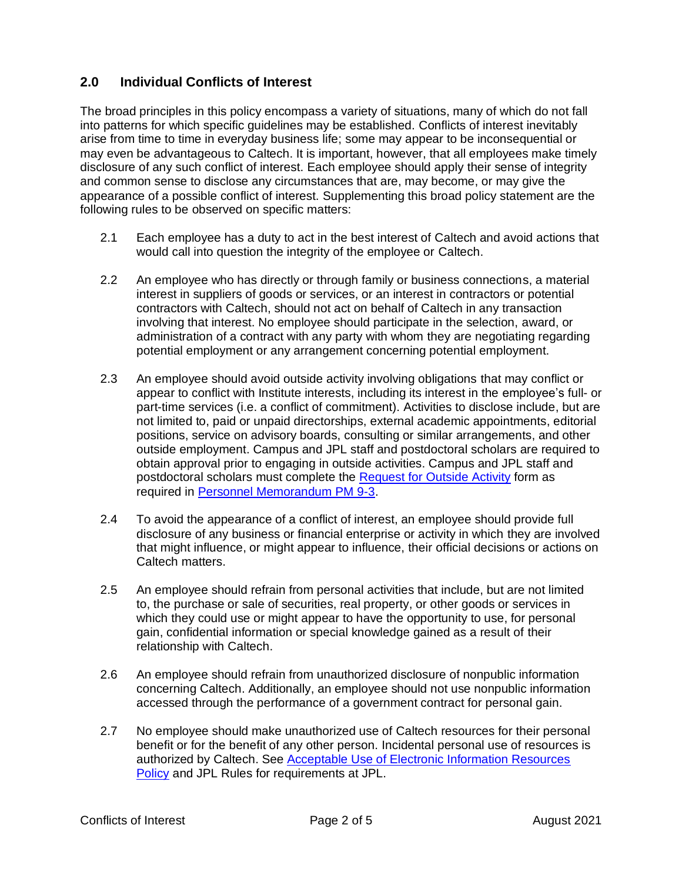## 2.0 Individual Conflicts of Interest

The broad principles in this policy encompass a variety of situations, many of which do not fall into patterns for which specific guidelines may be established. Conflicts of interest inevitably arise from time to time in everyday business life; some may appear to be inconsequential or may even be advantageous to Caltech. It is important, however, that all employees make timely disclosure of any such conflict of interest. Each employee should apply their sense of integrity and common sense to disclose any circumstances that are, may become, or may give the appearance of a possible conflict of interest. Supplementing this broad policy statement are the following rules to be observed on specific matters:

2.1 Each employee has a duty to act in the best interest of Caltech and avoid actions that would call into question the integrity of the employee or Caltech.

2.2 An employee who has directly or through family or business connections, a material interest in suppliers of goods or services, or an interest in contractors or potential contractors with Caltech, should not act on behalf of Caltech in any transaction involving that interest. No employee should participate in the selection, award, or administration of a contract with any party with whom they are negotiating regarding potential employment or any arrangement concerning potential employment.

2.3 An employee should avoid outside activity involving obligations that may conflict or appear to conflict with Institute interests, including its interest in the employee's full- or part-time services (i.e. a conflict of commitment). Activities to disclose include, but are not limited to, paid or unpaid directorships, external academic appointments, editorial positions, service on advisory boards, consulting or similar arrangements, and other outside employment. Campus and JPL staff and postdoctoral scholars are required to obtain approval prior to engaging in outside activities. Campus and JPL staff and postdoctoral scholars must complete the Request for Outside Activity form as required in Personnel Memorandum PM 9-3.

2.4 To avoid the appearance of a conflict of interest, an employee should provide full disclosure of any business or financial enterprise or activity in which they are involved that might influence, or might appear to influence, their official decisions or actions on Caltech matters.

2.5 An employee should refrain from personal activities that include, but are not limited to, the purchase or sale of securities, real property, or other goods or services in which they could use or might appear to have the opportunity to use, for personal gain, confidential information or special knowledge gained as a result of their relationship with Caltech.

2.6 An employee should refrain from unauthorized disclosure of nonpublic information concerning Caltech. Additionally, an employee should not use nonpublic information accessed through the performance of a government contract for personal gain.

2.7 No employee should make unauthorized use of Caltech resources for their personal benefit or for the benefit of any other person. Incidental personal use of resources is authorized by Caltech. See Acceptable Use of Electronic Information Resources Policy and JPL Rules for requirements at JPL.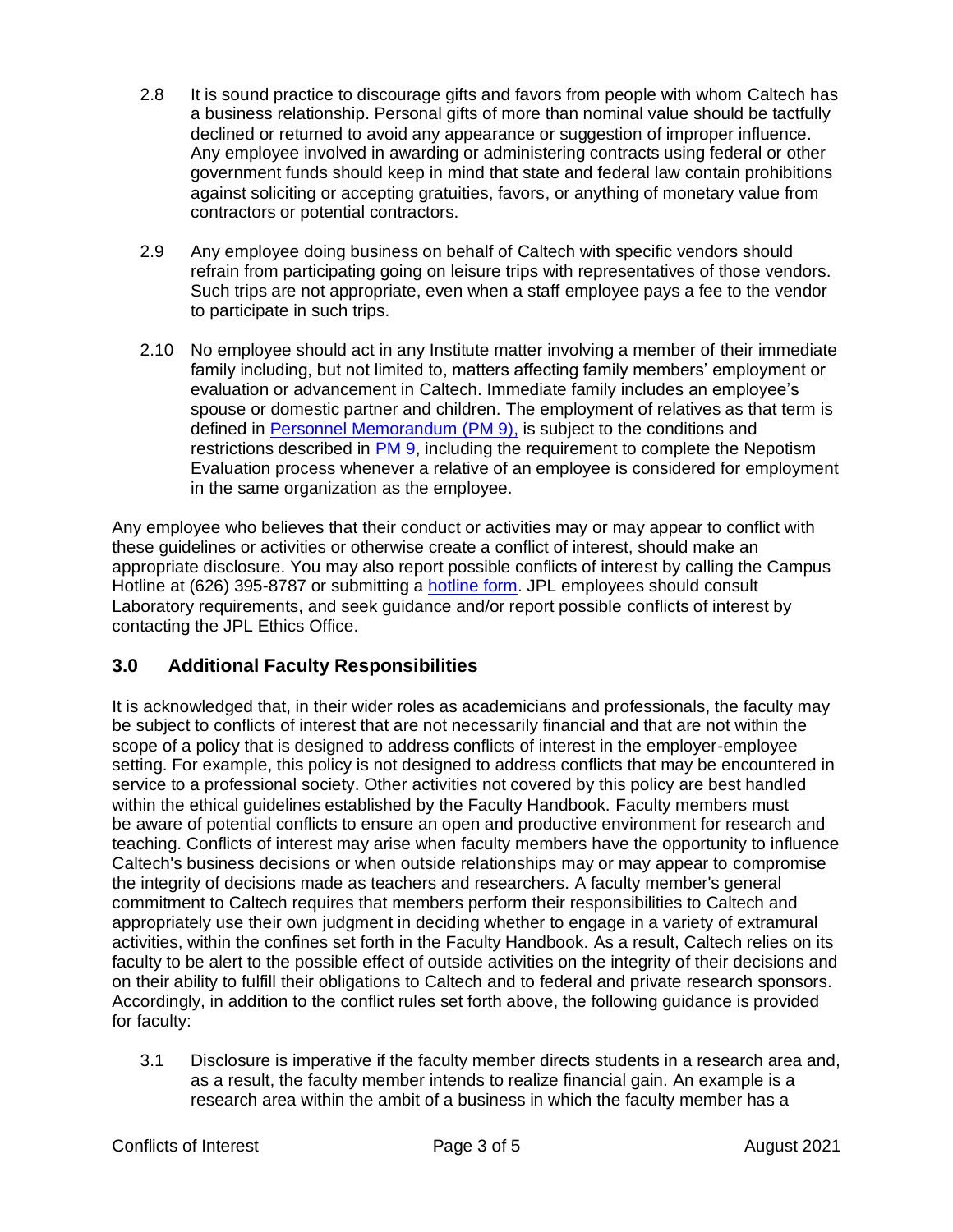2.8 It is sound practice to discourage gifts and favors from people with whom Caltech has a business relationship. Personal gifts of more than nominal value should be tactfully declined or returned to avoid any appearance or suggestion of improper influence. Any employee involved in awarding or administering contracts using federal or other government funds should keep in mind that state and federal law contain prohibitions against soliciting or accepting gratuities, favors, or anything of monetary value from contractors or potential contractors.

2.9 Any employee doing business on behalf of Caltech with specific vendors should refrain from participating going on leisure trips with representatives of those vendors. Such trips are not appropriate, even when a staff employee pays a fee to the vendor to participate in such trips.

2.10 No employee should act in any Institute matter involving a member of their immediate family including, but not limited to, matters affecting family members' employment or evaluation or advancement in Caltech. Immediate family includes an employee's spouse or domestic partner and children. The employment of relatives as that term is defined in Personnel Memorandum (PM 9), is subject to the conditions and restrictions described in PM 9, including the requirement to complete the Nepotism Evaluation process whenever a relative of an employee is considered for employment in the same organization as the employee.

Any employee who believes that their conduct or activities may or may appear to conflict with these guidelines or activities or otherwise create a conflict of interest, should make an appropriate disclosure. You may also report possible conflicts of interest by calling the Campus Hotline at (626) 395-8787 or submitting a hotline form. JPL employees should consult Laboratory requirements, and seek guidance and/or report possible conflicts of interest by contacting the JPL Ethics Office.

## 3.0 Additional Faculty Responsibilities

It is acknowledged that, in their wider roles as academicians and professionals, the faculty may be subject to conflicts of interest that are not necessarily financial and that are not within the scope of a policy that is designed to address conflicts of interest in the employer-employee setting. For example, this policy is not designed to address conflicts that may be encountered in service to a professional society. Other activities not covered by this policy are best handled within the ethical guidelines established by the Faculty Handbook. Faculty members must be aware of potential conflicts to ensure an open and productive environment for research and teaching. Conflicts of interest may arise when faculty members have the opportunity to influence Caltech's business decisions or when outside relationships may or may appear to compromise the integrity of decisions made as teachers and researchers. A faculty member's general commitment to Caltech requires that members perform their responsibilities to Caltech and appropriately use their own judgment in deciding whether to engage in a variety of extramural activities, within the confines set forth in the Faculty Handbook. As a result, Caltech relies on its faculty to be alert to the possible effect of outside activities on the integrity of their decisions and on their ability to fulfill their obligations to Caltech and to federal and private research sponsors. Accordingly, in addition to the conflict rules set forth above, the following guidance is provided for faculty:

3.1 Disclosure is imperative if the faculty member directs students in a research area and, as a result, the faculty member intends to realize financial gain. An example is a research area within the ambit of a business in which the faculty member has a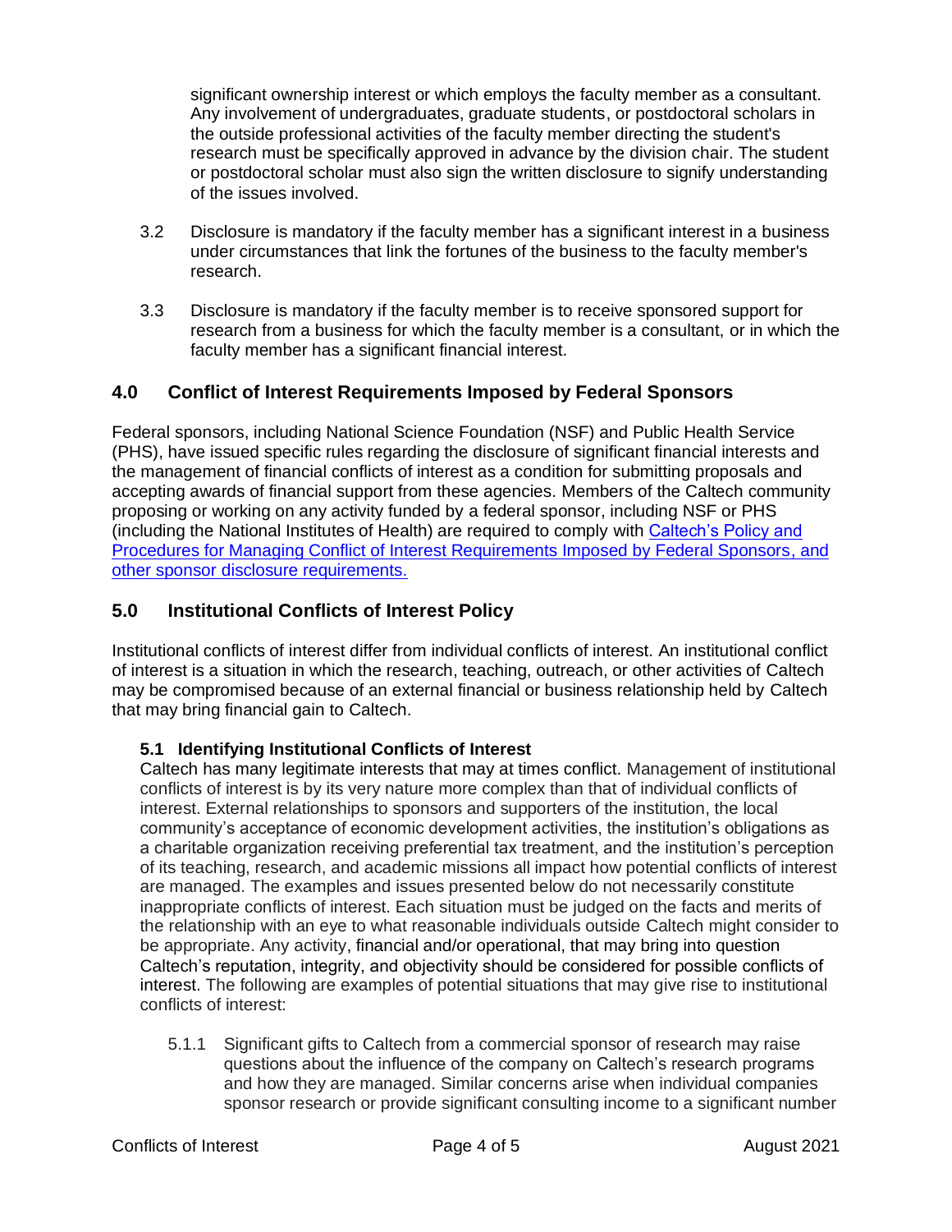significant ownership interest or which employs the faculty member as a consultant. Any involvement of undergraduates, graduate students, or postdoctoral scholars in the outside professional activities of the faculty member directing the student's research must be specifically approved in advance by the division chair. The student or postdoctoral scholar must also sign the written disclosure to signify understanding of the issues involved.

3.2 Disclosure is mandatory if the faculty member has a significant interest in a business under circumstances that link the fortunes of the business to the faculty member's research.

3.3 Disclosure is mandatory if the faculty member is to receive sponsored support for research from a business for which the faculty member is a consultant, or in which the faculty member has a significant financial interest.

## 4.0 Conflict of Interest Requirements Imposed by Federal Sponsors

Federal sponsors, including National Science Foundation (NSF) and Public Health Service (PHS), have issued specific rules regarding the disclosure of significant financial interests and the management of financial conflicts of interest as a condition for submitting proposals and accepting awards of financial support from these agencies. Members of the Caltech community proposing or working on any activity funded by a federal sponsor, including NSF or PHS (including the National Institutes of Health) are required to comply with Caltech's Policy and Procedures for Managing Conflict of Interest Requirements Imposed by Federal Sponsors, and other sponsor disclosure requirements.

## 5.0 Institutional Conflicts of Interest Policy

Institutional conflicts of interest differ from individual conflicts of interest. An institutional conflict of interest is a situation in which the research, teaching, outreach, or other activities of Caltech may be compromised because of an external financial or business relationship held by Caltech that may bring financial gain to Caltech.

### 5.1 Identifying Institutional Conflicts of Interest

Caltech has many legitimate interests that may at times conflict. Management of institutional conflicts of interest is by its very nature more complex than that of individual conflicts of interest. External relationships to sponsors and supporters of the institution, the local community's acceptance of economic development activities, the institution's obligations as a charitable organization receiving preferential tax treatment, and the institution's perception of its teaching, research, and academic missions all impact how potential conflicts of interest are managed. The examples and issues presented below do not necessarily constitute inappropriate conflicts of interest. Each situation must be judged on the facts and merits of the relationship with an eye to what reasonable individuals outside Caltech might consider to be appropriate. Any activity, financial and/or operational, that may bring into question Caltech's reputation, integrity, and objectivity should be considered for possible conflicts of interest. The following are examples of potential situations that may give rise to institutional conflicts of interest:

5.1.1 Significant gifts to Caltech from a commercial sponsor of research may raise questions about the influence of the company on Caltech's research programs and how they are managed. Similar concerns arise when individual companies sponsor research or provide significant consulting income to a significant number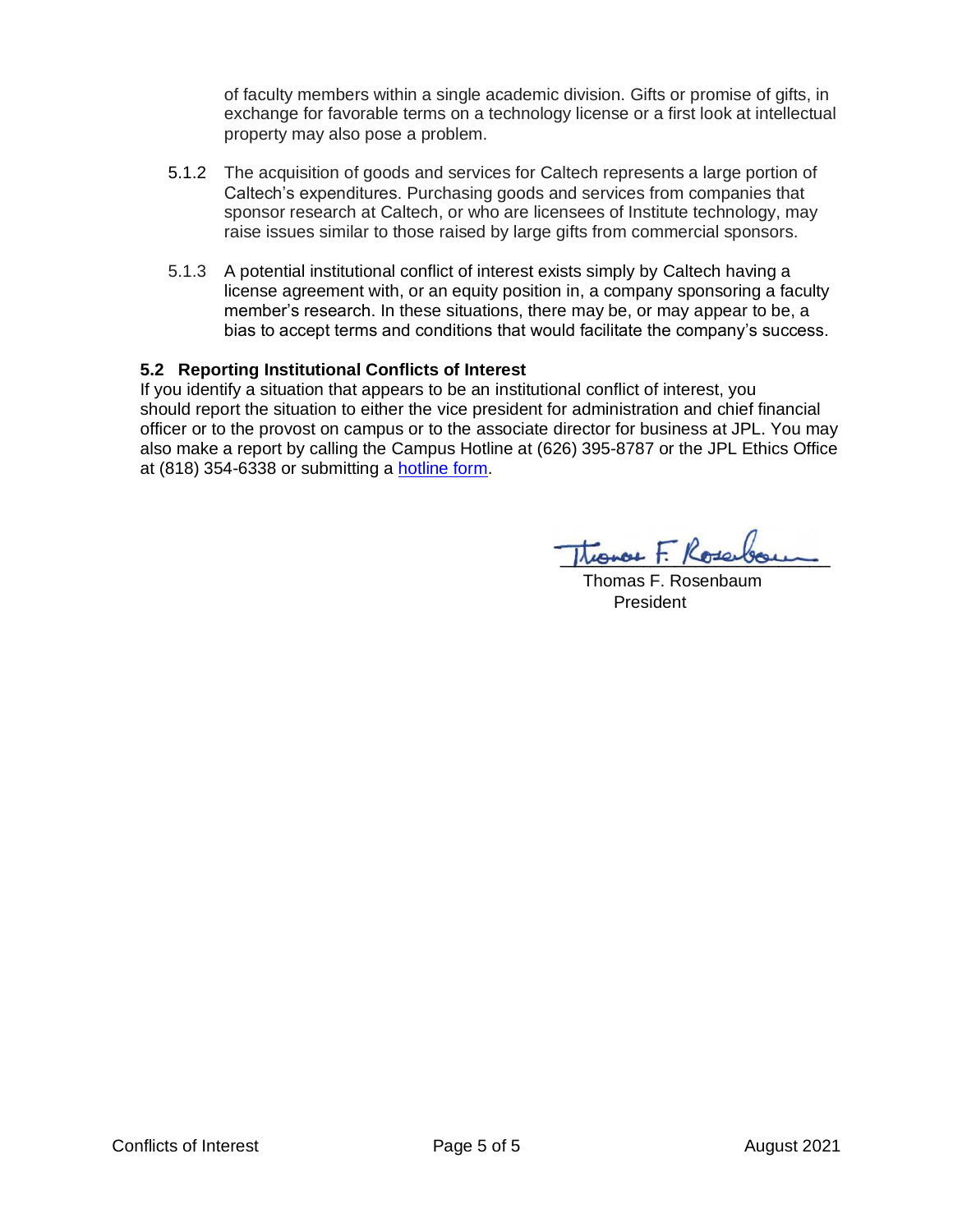of faculty members within a single academic division. Gifts or promise of gifts, in exchange for favorable terms on a technology license or a first look at intellectual property may also pose a problem.

5.1.2 The acquisition of goods and services for Caltech represents a large portion of Caltech's expenditures. Purchasing goods and services from companies that sponsor research at Caltech, or who are licensees of Institute technology, may raise issues similar to those raised by large gifts from commercial sponsors.

5.1.3 A potential institutional conflict of interest exists simply by Caltech having a license agreement with, or an equity position in, a company sponsoring a faculty member's research. In these situations, there may be, or may appear to be, a bias to accept terms and conditions that would facilitate the company's success.

### 5.2 Reporting Institutional Conflicts of Interest

If you identify a situation that appears to be an institutional conflict of interest, you should report the situation to either the vice president for administration and chief financial officer or to the provost on campus or to the associate director for business at JPL. You may also make a report by calling the Campus Hotline at (626) 395-8787 or the JPL Ethics Office at (818) 354-6338 or submitting a hotline form.

Thomas F. Rosenbaum
President